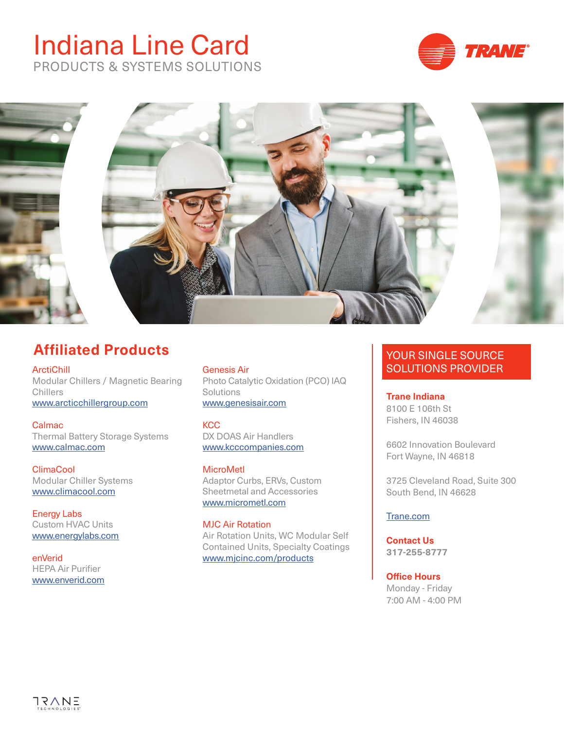# Indiana Line Card

PRODUCTS & SYSTEMS SOLUTIONS

TRANE

## Affiliated Products

**ArctiChill**
Modular Chillers / Magnetic Bearing Chillers
www.arcticchillergroup.com

**Calmac**
Thermal Battery Storage Systems
www.calmac.com

**ClimaCool**
Modular Chiller Systems
www.climacool.com

**Energy Labs**
Custom HVAC Units
www.energylabs.com

**enVerid**
HEPA Air Purifier
www.enverid.com

**Genesis Air**
Photo Catalytic Oxidation (PCO) IAQ Solutions
www.genesisair.com

**KCC**
DX DOAS Air Handlers
www.kcccompanies.com

**MicroMetl**
Adaptor Curbs, ERVs, Custom Sheetmetal and Accessories
www.micrometl.com

**MJC Air Rotation**
Air Rotation Units, WC Modular Self Contained Units, Specialty Coatings
www.mjcinc.com/products

## YOUR SINGLE SOURCE SOLUTIONS PROVIDER

**Trane Indiana**
8100 E 106th St
Fishers, IN 46038

6602 Innovation Boulevard
Fort Wayne, IN 46818

3725 Cleveland Road, Suite 300
South Bend, IN 46628

Trane.com

**Contact Us**
**317-255-8777**

**Office Hours**
Monday - Friday
7:00 AM - 4:00 PM

TRANE TECHNOLOGIES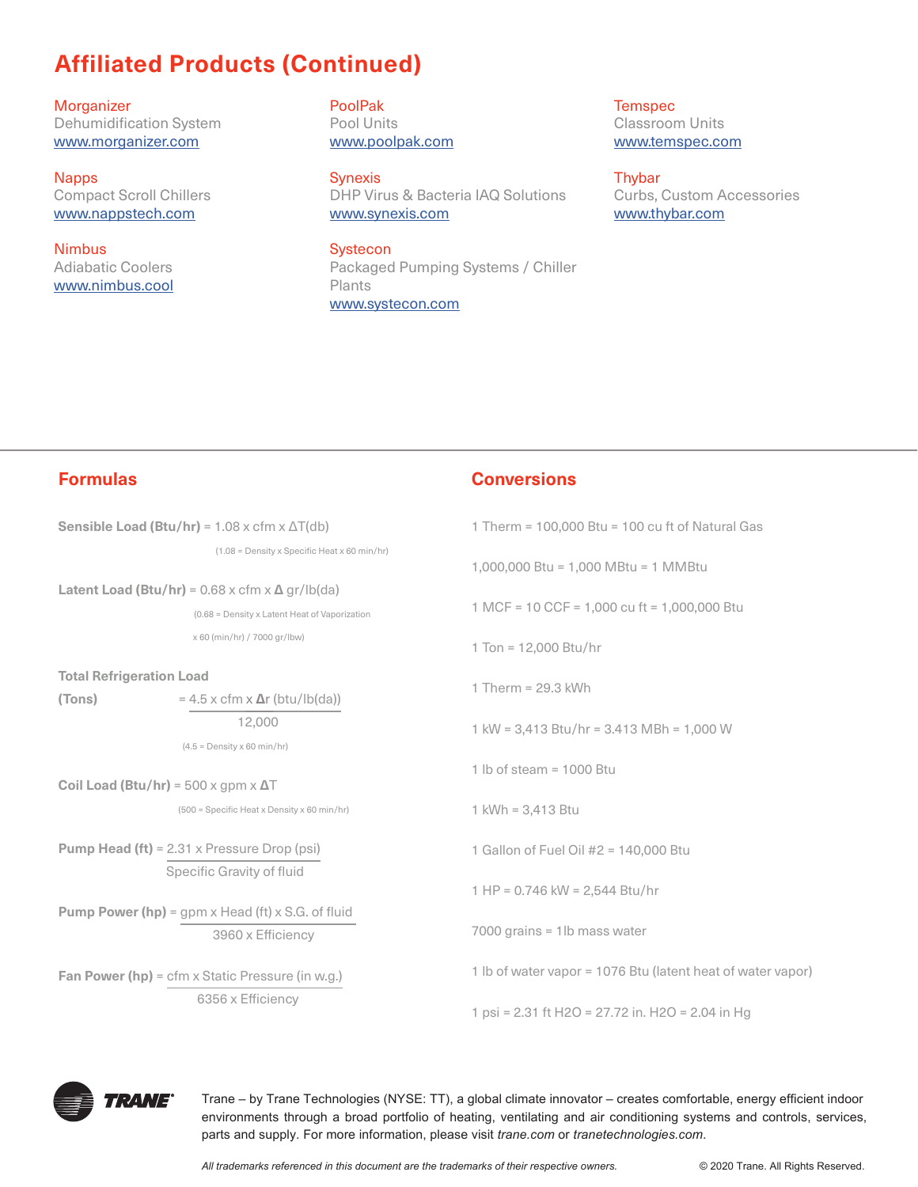## Affiliated Products (Continued)

**Morganizer**
Dehumidification System
www.morganizer.com

**Napps**
Compact Scroll Chillers
www.nappstech.com

**Nimbus**
Adiabatic Coolers
www.nimbus.cool

**PoolPak**
Pool Units
www.poolpak.com

**Synexis**
DHP Virus & Bacteria IAQ Solutions
www.synexis.com

**Systecon**
Packaged Pumping Systems / Chiller Plants
www.systecon.com

**Temspec**
Classroom Units
www.temspec.com

**Thybar**
Curbs, Custom Accessories
www.thybar.com

## Formulas

**Sensible Load (Btu/hr)** = 1.08 x cfm x ΔT(db)

(1.08 = Density x Specific Heat x 60 min/hr)

**Latent Load (Btu/hr)** = 0.68 x cfm x Δ gr/lb(da)

(0.68 = Density x Latent Heat of Vaporization x 60 (min/hr) / 7000 gr/lbw)

**Total Refrigeration Load (Tons)**

$$= \frac{4.5 \times \text{cfm} \times \Delta r \ (\text{btu/lb(da)})}{12{,}000}$$

(4.5 = Density x 60 min/hr)

**Coil Load (Btu/hr)** = 500 x gpm x ΔT

(500 = Specific Heat x Density x 60 min/hr)

**Pump Head (ft)**

$$= \frac{2.31 \times \text{Pressure Drop (psi)}}{\text{Specific Gravity of fluid}}$$

**Pump Power (hp)**

$$= \frac{\text{gpm} \times \text{Head (ft)} \times \text{S.G. of fluid}}{3960 \times \text{Efficiency}}$$

**Fan Power (hp)**

$$= \frac{\text{cfm} \times \text{Static Pressure (in w.g.)}}{6356 \times \text{Efficiency}}$$

## Conversions

1 Therm = 100,000 Btu = 100 cu ft of Natural Gas

1,000,000 Btu = 1,000 MBtu = 1 MMBtu

1 MCF = 10 CCF = 1,000 cu ft = 1,000,000 Btu

1 Ton = 12,000 Btu/hr

1 Therm = 29.3 kWh

1 kW = 3,413 Btu/hr = 3.413 MBh = 1,000 W

1 lb of steam = 1000 Btu

1 kWh = 3,413 Btu

1 Gallon of Fuel Oil #2 = 140,000 Btu

1 HP = 0.746 kW = 2,544 Btu/hr

7000 grains = 1lb mass water

1 lb of water vapor = 1076 Btu (latent heat of water vapor)

1 psi = 2.31 ft $H_2O$ = 27.72 in. $H_2O$ = 2.04 in Hg

---

TRANE

Trane – by Trane Technologies (NYSE: TT), a global climate innovator – creates comfortable, energy efficient indoor environments through a broad portfolio of heating, ventilating and air conditioning systems and controls, services, parts and supply. For more information, please visit *trane.com* or *tranetechnologies.com*.

*All trademarks referenced in this document are the trademarks of their respective owners.*

© 2020 Trane. All Rights Reserved.